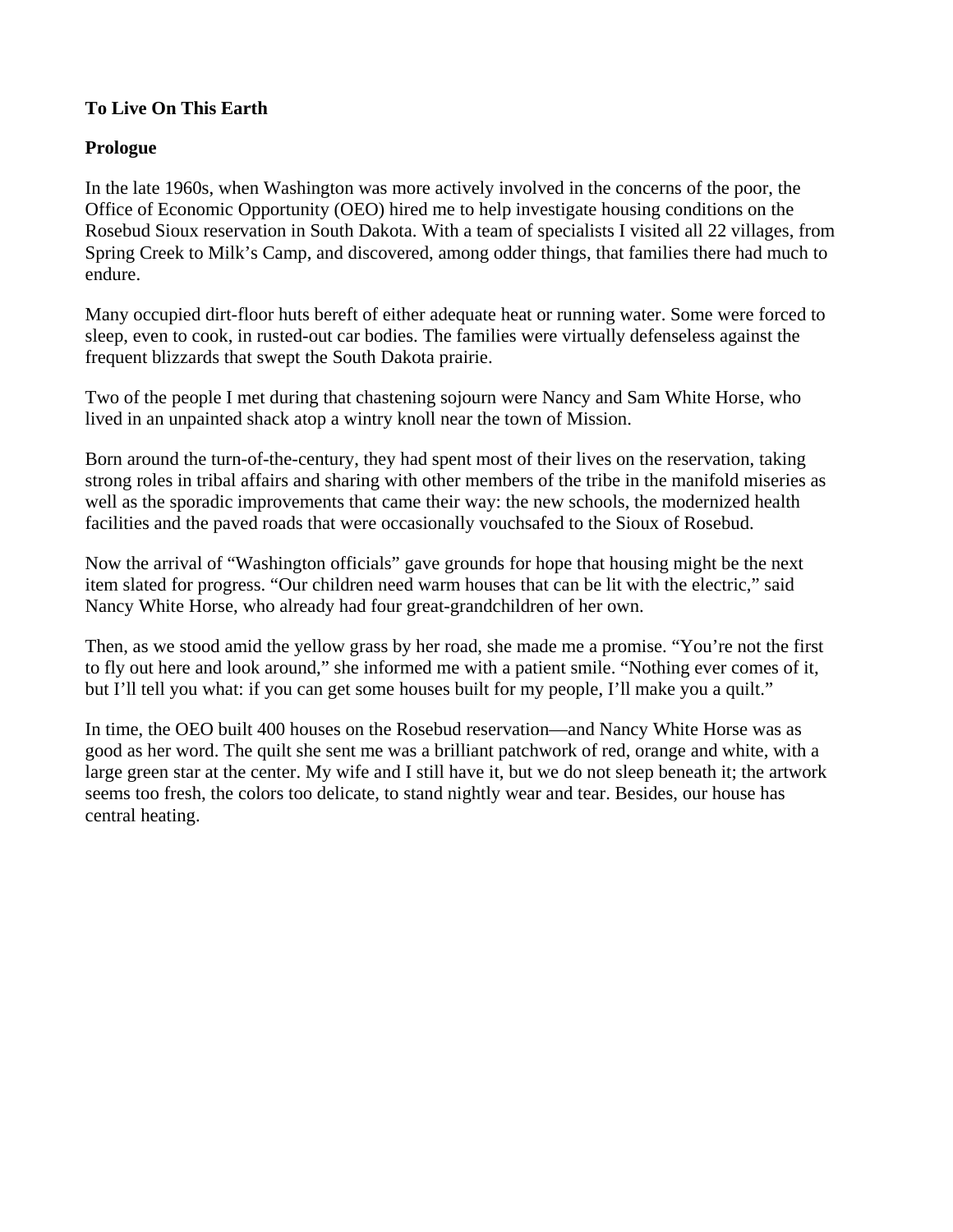**To Live On This Earth**

**Prologue**

In the late 1960s, when Washington was more actively involved in the concerns of the poor, the Office of Economic Opportunity (OEO) hired me to help investigate housing conditions on the Rosebud Sioux reservation in South Dakota. With a team of specialists I visited all 22 villages, from Spring Creek to Milk's Camp, and discovered, among odder things, that families there had much to endure.

Many occupied dirt-floor huts bereft of either adequate heat or running water. Some were forced to sleep, even to cook, in rusted-out car bodies. The families were virtually defenseless against the frequent blizzards that swept the South Dakota prairie.

Two of the people I met during that chastening sojourn were Nancy and Sam White Horse, who lived in an unpainted shack atop a wintry knoll near the town of Mission.

Born around the turn-of-the-century, they had spent most of their lives on the reservation, taking strong roles in tribal affairs and sharing with other members of the tribe in the manifold miseries as well as the sporadic improvements that came their way: the new schools, the modernized health facilities and the paved roads that were occasionally vouchsafed to the Sioux of Rosebud.

Now the arrival of "Washington officials" gave grounds for hope that housing might be the next item slated for progress. "Our children need warm houses that can be lit with the electric," said Nancy White Horse, who already had four great-grandchildren of her own.

Then, as we stood amid the yellow grass by her road, she made me a promise. "You're not the first to fly out here and look around," she informed me with a patient smile. "Nothing ever comes of it, but I'll tell you what: if you can get some houses built for my people, I'll make you a quilt."

In time, the OEO built 400 houses on the Rosebud reservation—and Nancy White Horse was as good as her word. The quilt she sent me was a brilliant patchwork of red, orange and white, with a large green star at the center. My wife and I still have it, but we do not sleep beneath it; the artwork seems too fresh, the colors too delicate, to stand nightly wear and tear. Besides, our house has central heating.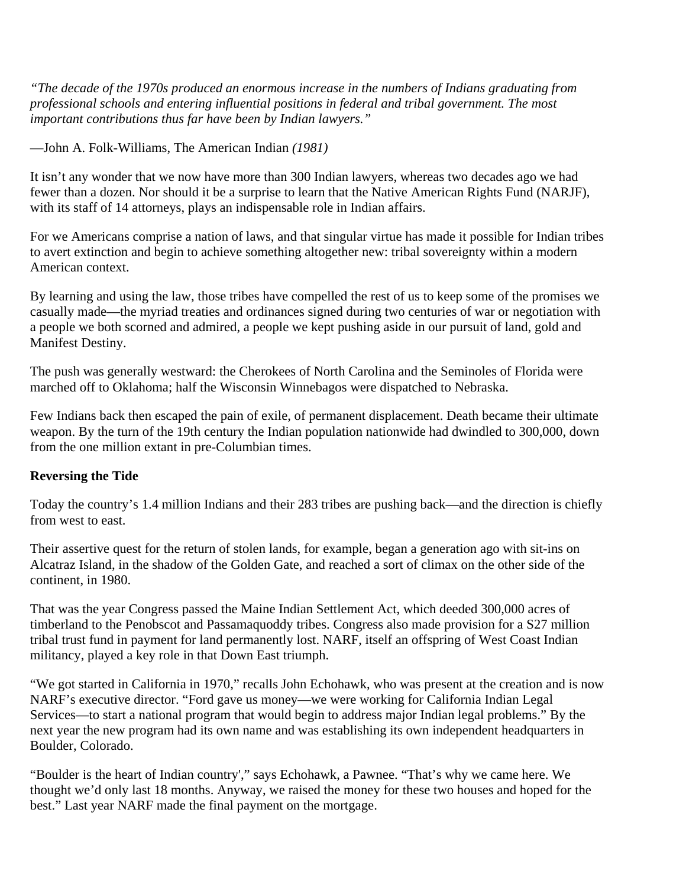*“The decade of the 1970s produced an enormous increase in the numbers of Indians graduating from professional schools and entering influential positions in federal and tribal government. The most important contributions thus far have been by Indian lawyers.”*

—John A. Folk-Williams, The American Indian *(1981)*

It isn’t any wonder that we now have more than 300 Indian lawyers, whereas two decades ago we had fewer than a dozen. Nor should it be a surprise to learn that the Native American Rights Fund (NARJF), with its staff of 14 attorneys, plays an indispensable role in Indian affairs.

For we Americans comprise a nation of laws, and that singular virtue has made it possible for Indian tribes to avert extinction and begin to achieve something altogether new: tribal sovereignty within a modern American context.

By learning and using the law, those tribes have compelled the rest of us to keep some of the promises we casually made—the myriad treaties and ordinances signed during two centuries of war or negotiation with a people we both scorned and admired, a people we kept pushing aside in our pursuit of land, gold and Manifest Destiny.

The push was generally westward: the Cherokees of North Carolina and the Seminoles of Florida were marched off to Oklahoma; half the Wisconsin Winnebagos were dispatched to Nebraska.

Few Indians back then escaped the pain of exile, of permanent displacement. Death became their ultimate weapon. By the turn of the 19th century the Indian population nationwide had dwindled to 300,000, down from the one million extant in pre-Columbian times.

**Reversing the Tide**

Today the country’s 1.4 million Indians and their 283 tribes are pushing back—and the direction is chiefly from west to east.

Their assertive quest for the return of stolen lands, for example, began a generation ago with sit-ins on Alcatraz Island, in the shadow of the Golden Gate, and reached a sort of climax on the other side of the continent, in 1980.

That was the year Congress passed the Maine Indian Settlement Act, which deeded 300,000 acres of timberland to the Penobscot and Passamaquoddy tribes. Congress also made provision for a S27 million tribal trust fund in payment for land permanently lost. NARF, itself an offspring of West Coast Indian militancy, played a key role in that Down East triumph.

“We got started in California in 1970,” recalls John Echohawk, who was present at the creation and is now NARF’s executive director. “Ford gave us money—we were working for California Indian Legal Services—to start a national program that would begin to address major Indian legal problems.” By the next year the new program had its own name and was establishing its own independent headquarters in Boulder, Colorado.

“Boulder is the heart of Indian country',” says Echohawk, a Pawnee. “That’s why we came here. We thought we’d only last 18 months. Anyway, we raised the money for these two houses and hoped for the best.” Last year NARF made the final payment on the mortgage.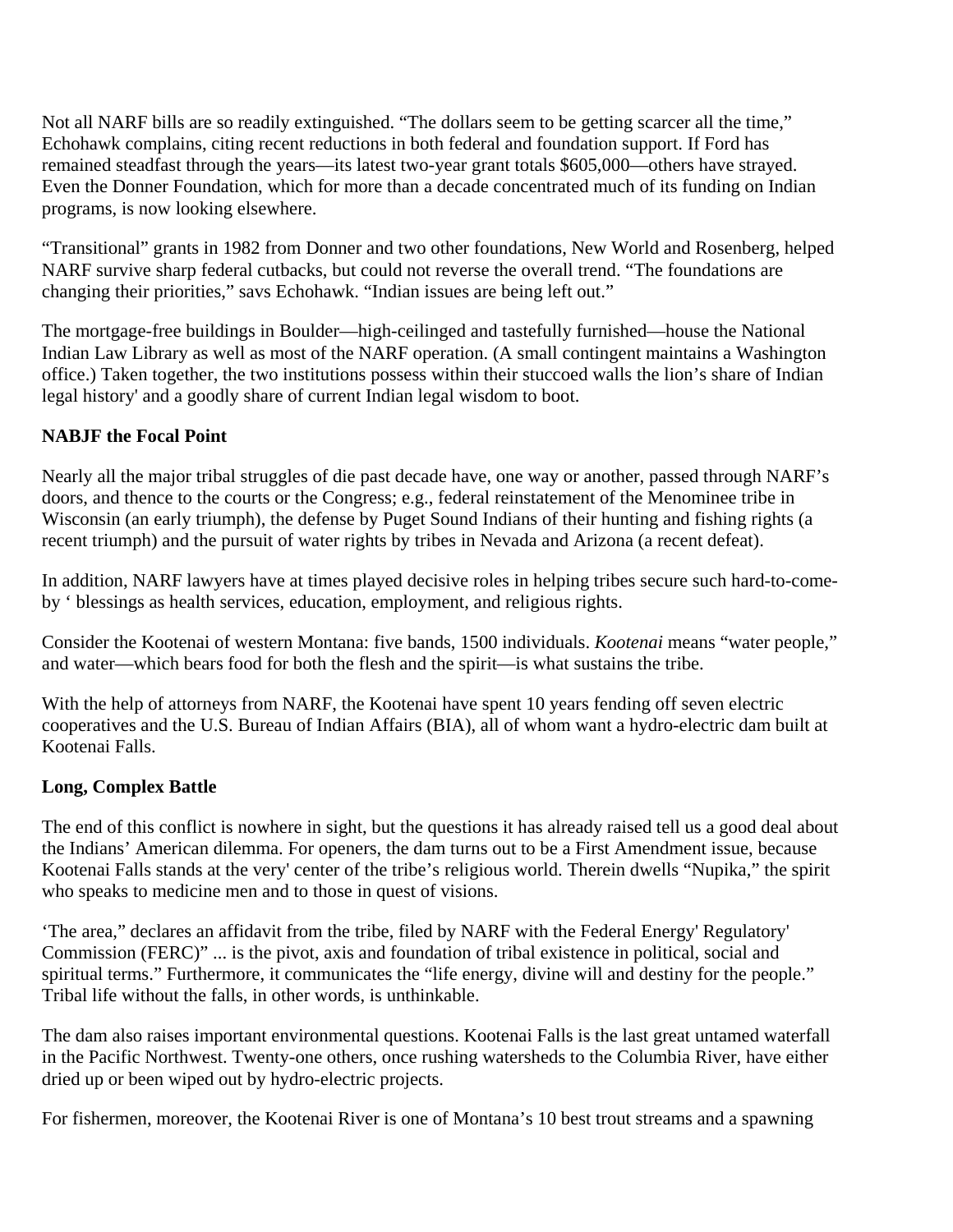Not all NARF bills are so readily extinguished. “The dollars seem to be getting scarcer all the time,” Echohawk complains, citing recent reductions in both federal and foundation support. If Ford has remained steadfast through the years—its latest two-year grant totals $605,000—others have strayed. Even the Donner Foundation, which for more than a decade concentrated much of its funding on Indian programs, is now looking elsewhere.

“Transitional” grants in 1982 from Donner and two other foundations, New World and Rosenberg, helped NARF survive sharp federal cutbacks, but could not reverse the overall trend. “The foundations are changing their priorities,” savs Echohawk. “Indian issues are being left out.”

The mortgage-free buildings in Boulder—high-ceilinged and tastefully furnished—house the National Indian Law Library as well as most of the NARF operation. (A small contingent maintains a Washington office.) Taken together, the two institutions possess within their stuccoed walls the lion’s share of Indian legal history' and a goodly share of current Indian legal wisdom to boot.

**NABJF the Focal Point**

Nearly all the major tribal struggles of die past decade have, one way or another, passed through NARF’s doors, and thence to the courts or the Congress; e.g., federal reinstatement of the Menominee tribe in Wisconsin (an early triumph), the defense by Puget Sound Indians of their hunting and fishing rights (a recent triumph) and the pursuit of water rights by tribes in Nevada and Arizona (a recent defeat).

In addition, NARF lawyers have at times played decisive roles in helping tribes secure such hard-to-come-by ‘ blessings as health services, education, employment, and religious rights.

Consider the Kootenai of western Montana: five bands, 1500 individuals. *Kootenai* means “water people,” and water—which bears food for both the flesh and the spirit—is what sustains the tribe.

With the help of attorneys from NARF, the Kootenai have spent 10 years fending off seven electric cooperatives and the U.S. Bureau of Indian Affairs (BIA), all of whom want a hydro-electric dam built at Kootenai Falls.

**Long, Complex Battle**

The end of this conflict is nowhere in sight, but the questions it has already raised tell us a good deal about the Indians’ American dilemma. For openers, the dam turns out to be a First Amendment issue, because Kootenai Falls stands at the very' center of the tribe’s religious world. Therein dwells “Nupika,” the spirit who speaks to medicine men and to those in quest of visions.

‘The area,” declares an affidavit from the tribe, filed by NARF with the Federal Energy' Regulatory' Commission (FERC)” ... is the pivot, axis and foundation of tribal existence in political, social and spiritual terms.” Furthermore, it communicates the “life energy, divine will and destiny for the people.” Tribal life without the falls, in other words, is unthinkable.

The dam also raises important environmental questions. Kootenai Falls is the last great untamed waterfall in the Pacific Northwest. Twenty-one others, once rushing watersheds to the Columbia River, have either dried up or been wiped out by hydro-electric projects.

For fishermen, moreover, the Kootenai River is one of Montana’s 10 best trout streams and a spawning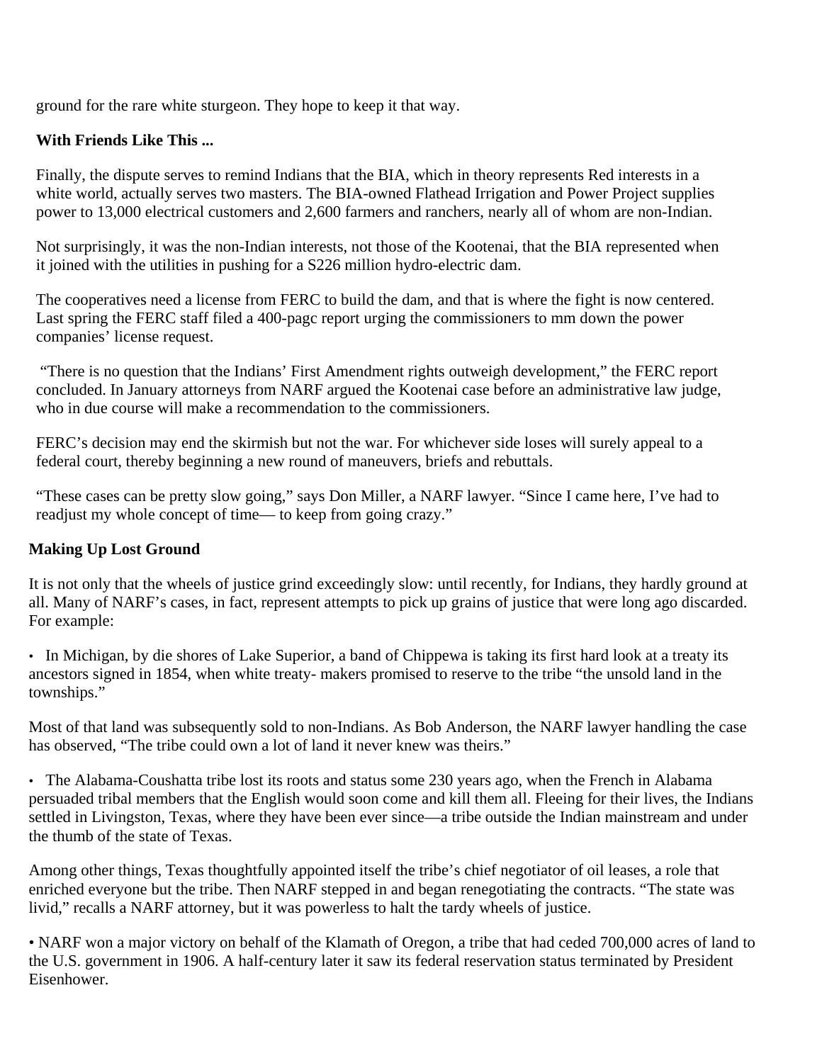ground for the rare white sturgeon. They hope to keep it that way.

**With Friends Like This ...**

Finally, the dispute serves to remind Indians that the BIA, which in theory represents Red interests in a white world, actually serves two masters. The BIA-owned Flathead Irrigation and Power Project supplies power to 13,000 electrical customers and 2,600 farmers and ranchers, nearly all of whom are non-Indian.

Not surprisingly, it was the non-Indian interests, not those of the Kootenai, that the BIA represented when it joined with the utilities in pushing for a S226 million hydro-electric dam.

The cooperatives need a license from FERC to build the dam, and that is where the fight is now centered. Last spring the FERC staff filed a 400-pagc report urging the commissioners to mm down the power companies' license request.

"There is no question that the Indians' First Amendment rights outweigh development," the FERC report concluded. In January attorneys from NARF argued the Kootenai case before an administrative law judge, who in due course will make a recommendation to the commissioners.

FERC's decision may end the skirmish but not the war. For whichever side loses will surely appeal to a federal court, thereby beginning a new round of maneuvers, briefs and rebuttals.

"These cases can be pretty slow going," says Don Miller, a NARF lawyer. "Since I came here, I've had to readjust my whole concept of time— to keep from going crazy."

**Making Up Lost Ground**

It is not only that the wheels of justice grind exceedingly slow: until recently, for Indians, they hardly ground at all. Many of NARF's cases, in fact, represent attempts to pick up grains of justice that were long ago discarded. For example:

- In Michigan, by die shores of Lake Superior, a band of Chippewa is taking its first hard look at a treaty its ancestors signed in 1854, when white treaty- makers promised to reserve to the tribe "the unsold land in the townships."

Most of that land was subsequently sold to non-Indians. As Bob Anderson, the NARF lawyer handling the case has observed, "The tribe could own a lot of land it never knew was theirs."

- The Alabama-Coushatta tribe lost its roots and status some 230 years ago, when the French in Alabama persuaded tribal members that the English would soon come and kill them all. Fleeing for their lives, the Indians settled in Livingston, Texas, where they have been ever since—a tribe outside the Indian mainstream and under the thumb of the state of Texas.

Among other things, Texas thoughtfully appointed itself the tribe's chief negotiator of oil leases, a role that enriched everyone but the tribe. Then NARF stepped in and began renegotiating the contracts. "The state was livid," recalls a NARF attorney, but it was powerless to halt the tardy wheels of justice.

- NARF won a major victory on behalf of the Klamath of Oregon, a tribe that had ceded 700,000 acres of land to the U.S. government in 1906. A half-century later it saw its federal reservation status terminated by President Eisenhower.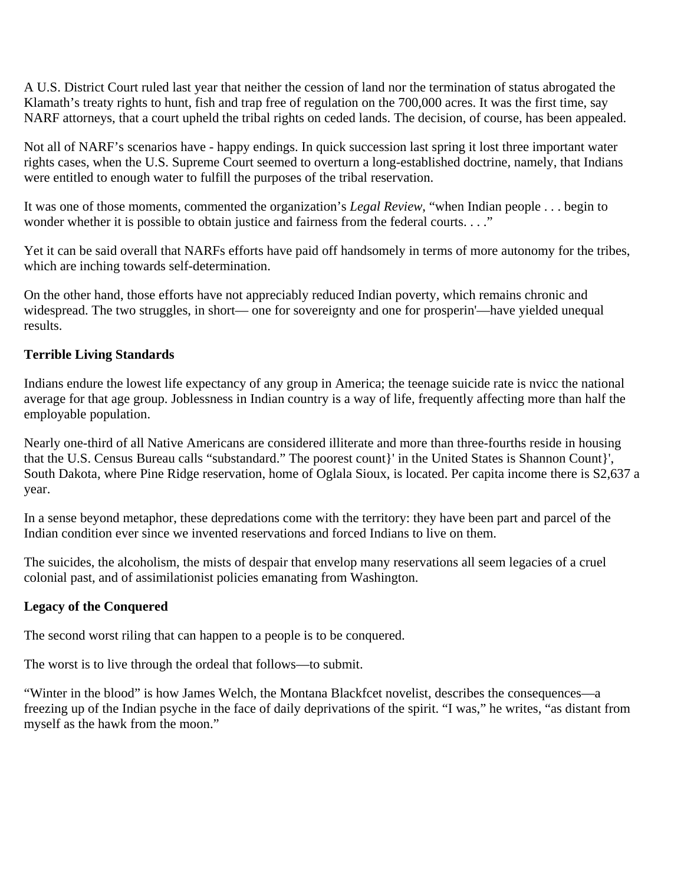A U.S. District Court ruled last year that neither the cession of land nor the termination of status abrogated the Klamath's treaty rights to hunt, fish and trap free of regulation on the 700,000 acres. It was the first time, say NARF attorneys, that a court upheld the tribal rights on ceded lands. The decision, of course, has been appealed.

Not all of NARF's scenarios have - happy endings. In quick succession last spring it lost three important water rights cases, when the U.S. Supreme Court seemed to overturn a long-established doctrine, namely, that Indians were entitled to enough water to fulfill the purposes of the tribal reservation.

It was one of those moments, commented the organization's *Legal Review*, "when Indian people . . . begin to wonder whether it is possible to obtain justice and fairness from the federal courts. . . ."

Yet it can be said overall that NARFs efforts have paid off handsomely in terms of more autonomy for the tribes, which are inching towards self-determination.

On the other hand, those efforts have not appreciably reduced Indian poverty, which remains chronic and widespread. The two struggles, in short— one for sovereignty and one for prosperin'—have yielded unequal results.

**Terrible Living Standards**

Indians endure the lowest life expectancy of any group in America; the teenage suicide rate is nvicc the national average for that age group. Joblessness in Indian country is a way of life, frequently affecting more than half the employable population.

Nearly one-third of all Native Americans are considered illiterate and more than three-fourths reside in housing that the U.S. Census Bureau calls "substandard." The poorest count}' in the United States is Shannon Count}', South Dakota, where Pine Ridge reservation, home of Oglala Sioux, is located. Per capita income there is S2,637 a year.

In a sense beyond metaphor, these depredations come with the territory: they have been part and parcel of the Indian condition ever since we invented reservations and forced Indians to live on them.

The suicides, the alcoholism, the mists of despair that envelop many reservations all seem legacies of a cruel colonial past, and of assimilationist policies emanating from Washington.

**Legacy of the Conquered**

The second worst riling that can happen to a people is to be conquered.

The worst is to live through the ordeal that follows—to submit.

"Winter in the blood" is how James Welch, the Montana Blackfcet novelist, describes the consequences—a freezing up of the Indian psyche in the face of daily deprivations of the spirit. "I was," he writes, "as distant from myself as the hawk from the moon."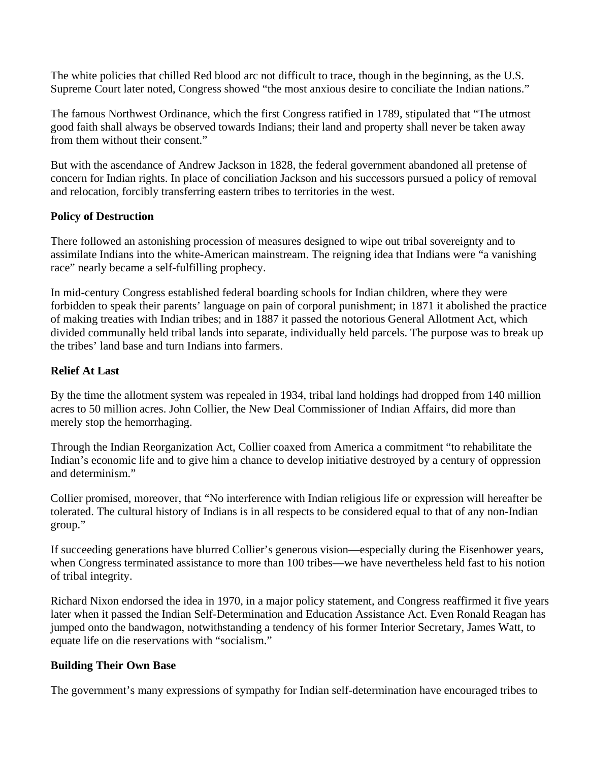The white policies that chilled Red blood arc not difficult to trace, though in the beginning, as the U.S. Supreme Court later noted, Congress showed "the most anxious desire to conciliate the Indian nations."

The famous Northwest Ordinance, which the first Congress ratified in 1789, stipulated that "The utmost good faith shall always be observed towards Indians; their land and property shall never be taken away from them without their consent."

But with the ascendance of Andrew Jackson in 1828, the federal government abandoned all pretense of concern for Indian rights. In place of conciliation Jackson and his successors pursued a policy of removal and relocation, forcibly transferring eastern tribes to territories in the west.

**Policy of Destruction**

There followed an astonishing procession of measures designed to wipe out tribal sovereignty and to assimilate Indians into the white-American mainstream. The reigning idea that Indians were "a vanishing race" nearly became a self-fulfilling prophecy.

In mid-century Congress established federal boarding schools for Indian children, where they were forbidden to speak their parents' language on pain of corporal punishment; in 1871 it abolished the practice of making treaties with Indian tribes; and in 1887 it passed the notorious General Allotment Act, which divided communally held tribal lands into separate, individually held parcels. The purpose was to break up the tribes' land base and turn Indians into farmers.

**Relief At Last**

By the time the allotment system was repealed in 1934, tribal land holdings had dropped from 140 million acres to 50 million acres. John Collier, the New Deal Commissioner of Indian Affairs, did more than merely stop the hemorrhaging.

Through the Indian Reorganization Act, Collier coaxed from America a commitment "to rehabilitate the Indian's economic life and to give him a chance to develop initiative destroyed by a century of oppression and determinism."

Collier promised, moreover, that "No interference with Indian religious life or expression will hereafter be tolerated. The cultural history of Indians is in all respects to be considered equal to that of any non-Indian group."

If succeeding generations have blurred Collier's generous vision—especially during the Eisenhower years, when Congress terminated assistance to more than 100 tribes—we have nevertheless held fast to his notion of tribal integrity.

Richard Nixon endorsed the idea in 1970, in a major policy statement, and Congress reaffirmed it five years later when it passed the Indian Self-Determination and Education Assistance Act. Even Ronald Reagan has jumped onto the bandwagon, notwithstanding a tendency of his former Interior Secretary, James Watt, to equate life on die reservations with "socialism."

**Building Their Own Base**

The government's many expressions of sympathy for Indian self-determination have encouraged tribes to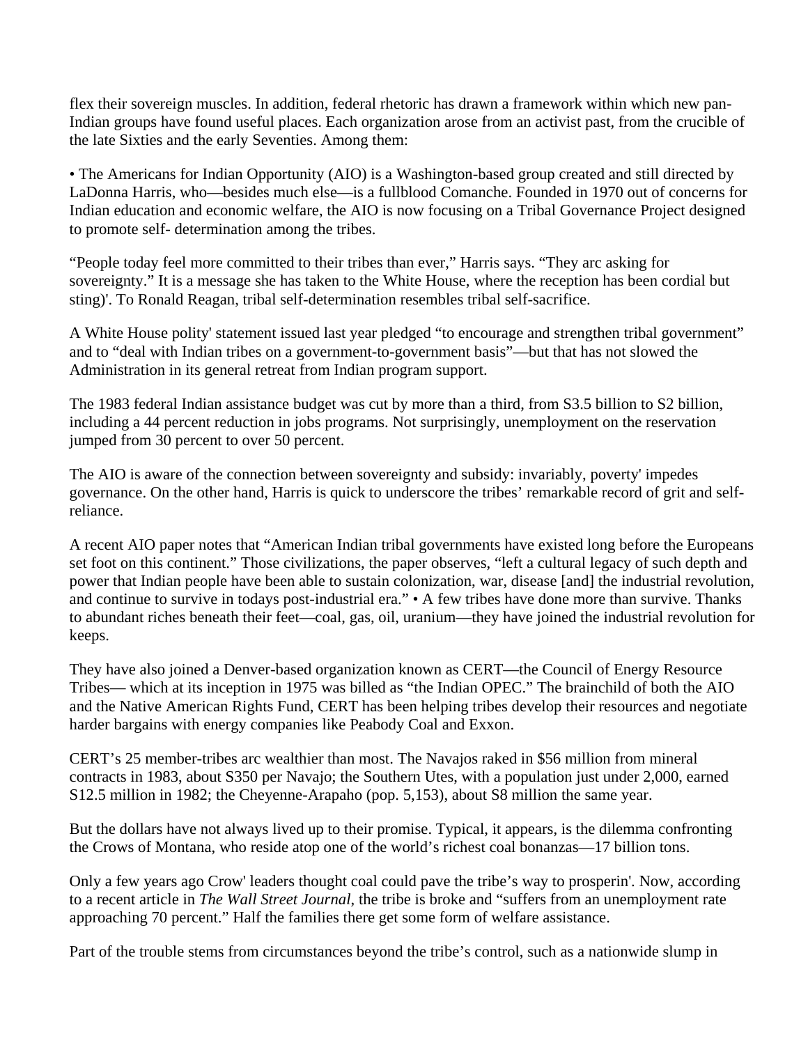flex their sovereign muscles. In addition, federal rhetoric has drawn a framework within which new pan-Indian groups have found useful places. Each organization arose from an activist past, from the crucible of the late Sixties and the early Seventies. Among them:

• The Americans for Indian Opportunity (AIO) is a Washington-based group created and still directed by LaDonna Harris, who—besides much else—is a fullblood Comanche. Founded in 1970 out of concerns for Indian education and economic welfare, the AIO is now focusing on a Tribal Governance Project designed to promote self- determination among the tribes.

"People today feel more committed to their tribes than ever," Harris says. "They arc asking for sovereignty." It is a message she has taken to the White House, where the reception has been cordial but sting)'. To Ronald Reagan, tribal self-determination resembles tribal self-sacrifice.

A White House polity' statement issued last year pledged "to encourage and strengthen tribal government" and to "deal with Indian tribes on a government-to-government basis"—but that has not slowed the Administration in its general retreat from Indian program support.

The 1983 federal Indian assistance budget was cut by more than a third, from S3.5 billion to S2 billion, including a 44 percent reduction in jobs programs. Not surprisingly, unemployment on the reservation jumped from 30 percent to over 50 percent.

The AIO is aware of the connection between sovereignty and subsidy: invariably, poverty' impedes governance. On the other hand, Harris is quick to underscore the tribes' remarkable record of grit and self-reliance.

A recent AIO paper notes that "American Indian tribal governments have existed long before the Europeans set foot on this continent." Those civilizations, the paper observes, "left a cultural legacy of such depth and power that Indian people have been able to sustain colonization, war, disease [and] the industrial revolution, and continue to survive in todays post-industrial era." • A few tribes have done more than survive. Thanks to abundant riches beneath their feet—coal, gas, oil, uranium—they have joined the industrial revolution for keeps.

They have also joined a Denver-based organization known as CERT—the Council of Energy Resource Tribes— which at its inception in 1975 was billed as "the Indian OPEC." The brainchild of both the AIO and the Native American Rights Fund, CERT has been helping tribes develop their resources and negotiate harder bargains with energy companies like Peabody Coal and Exxon.

CERT's 25 member-tribes arc wealthier than most. The Navajos raked in $56 million from mineral contracts in 1983, about S350 per Navajo; the Southern Utes, with a population just under 2,000, earned S12.5 million in 1982; the Cheyenne-Arapaho (pop. 5,153), about S8 million the same year.

But the dollars have not always lived up to their promise. Typical, it appears, is the dilemma confronting the Crows of Montana, who reside atop one of the world's richest coal bonanzas—17 billion tons.

Only a few years ago Crow' leaders thought coal could pave the tribe's way to prosperin'. Now, according to a recent article in *The Wall Street Journal*, the tribe is broke and "suffers from an unemployment rate approaching 70 percent." Half the families there get some form of welfare assistance.

Part of the trouble stems from circumstances beyond the tribe's control, such as a nationwide slump in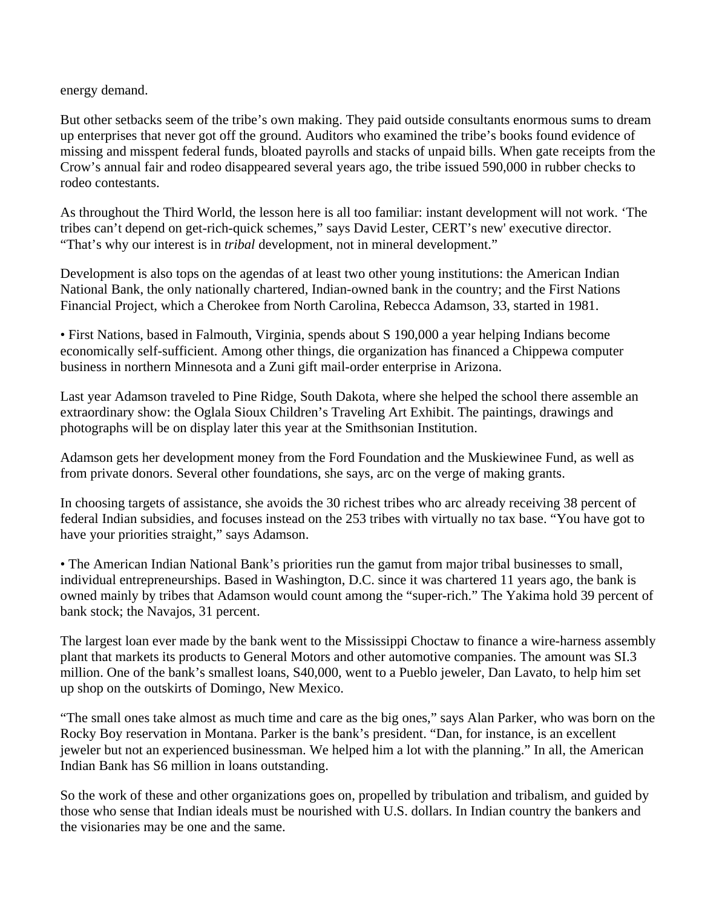energy demand.

But other setbacks seem of the tribe's own making. They paid outside consultants enormous sums to dream up enterprises that never got off the ground. Auditors who examined the tribe's books found evidence of missing and misspent federal funds, bloated payrolls and stacks of unpaid bills. When gate receipts from the Crow's annual fair and rodeo disappeared several years ago, the tribe issued 590,000 in rubber checks to rodeo contestants.

As throughout the Third World, the lesson here is all too familiar: instant development will not work. 'The tribes can't depend on get-rich-quick schemes," says David Lester, CERT's new' executive director. "That's why our interest is in *tribal* development, not in mineral development."

Development is also tops on the agendas of at least two other young institutions: the American Indian National Bank, the only nationally chartered, Indian-owned bank in the country; and the First Nations Financial Project, which a Cherokee from North Carolina, Rebecca Adamson, 33, started in 1981.

• First Nations, based in Falmouth, Virginia, spends about S 190,000 a year helping Indians become economically self-sufficient. Among other things, die organization has financed a Chippewa computer business in northern Minnesota and a Zuni gift mail-order enterprise in Arizona.

Last year Adamson traveled to Pine Ridge, South Dakota, where she helped the school there assemble an extraordinary show: the Oglala Sioux Children's Traveling Art Exhibit. The paintings, drawings and photographs will be on display later this year at the Smithsonian Institution.

Adamson gets her development money from the Ford Foundation and the Muskiewinee Fund, as well as from private donors. Several other foundations, she says, arc on the verge of making grants.

In choosing targets of assistance, she avoids the 30 richest tribes who arc already receiving 38 percent of federal Indian subsidies, and focuses instead on the 253 tribes with virtually no tax base. "You have got to have your priorities straight," says Adamson.

• The American Indian National Bank's priorities run the gamut from major tribal businesses to small, individual entrepreneurships. Based in Washington, D.C. since it was chartered 11 years ago, the bank is owned mainly by tribes that Adamson would count among the "super-rich." The Yakima hold 39 percent of bank stock; the Navajos, 31 percent.

The largest loan ever made by the bank went to the Mississippi Choctaw to finance a wire-harness assembly plant that markets its products to General Motors and other automotive companies. The amount was SI.3 million. One of the bank's smallest loans, S40,000, went to a Pueblo jeweler, Dan Lavato, to help him set up shop on the outskirts of Domingo, New Mexico.

"The small ones take almost as much time and care as the big ones," says Alan Parker, who was born on the Rocky Boy reservation in Montana. Parker is the bank's president. "Dan, for instance, is an excellent jeweler but not an experienced businessman. We helped him a lot with the planning." In all, the American Indian Bank has S6 million in loans outstanding.

So the work of these and other organizations goes on, propelled by tribulation and tribalism, and guided by those who sense that Indian ideals must be nourished with U.S. dollars. In Indian country the bankers and the visionaries may be one and the same.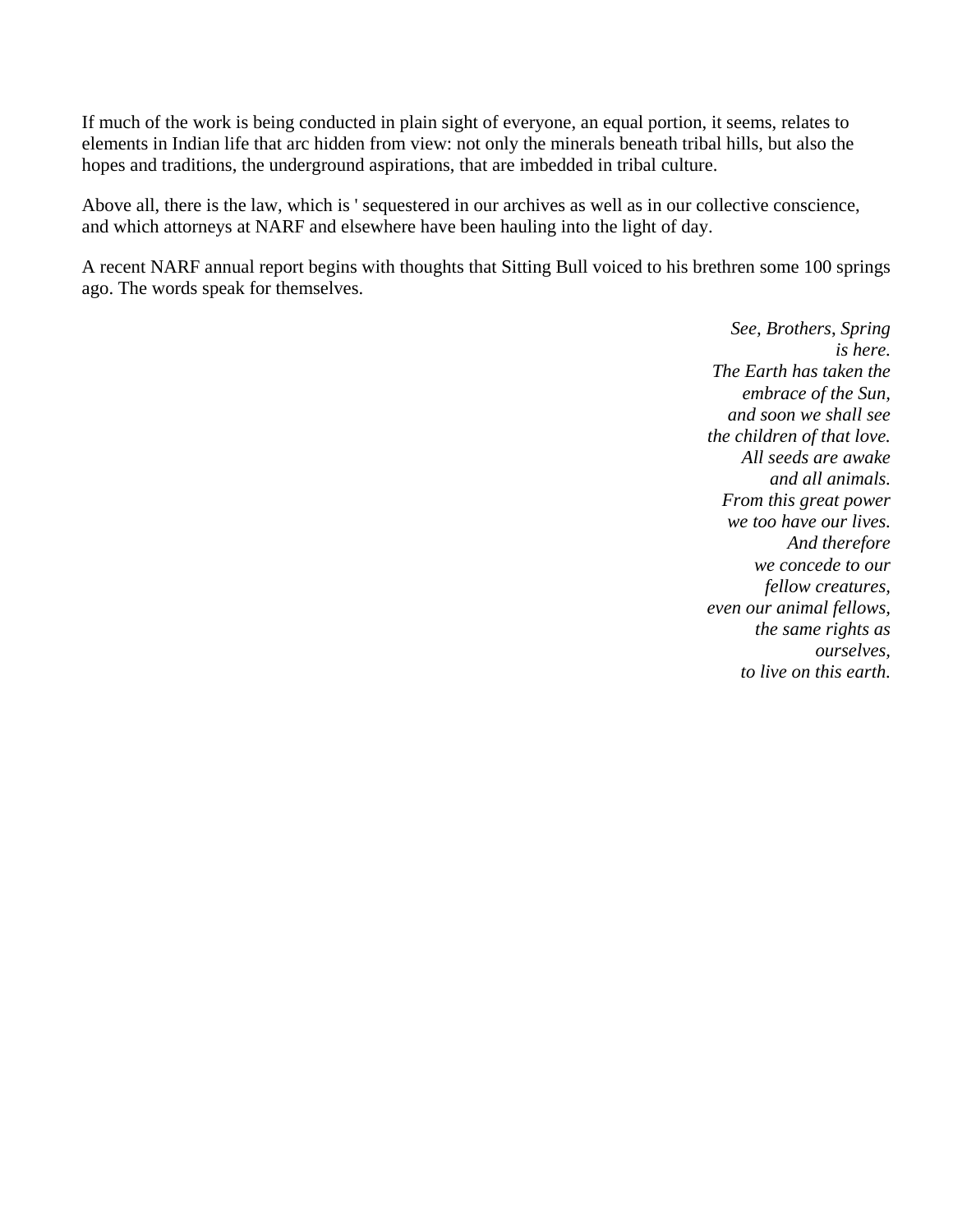If much of the work is being conducted in plain sight of everyone, an equal portion, it seems, relates to elements in Indian life that arc hidden from view: not only the minerals beneath tribal hills, but also the hopes and traditions, the underground aspirations, that are imbedded in tribal culture.

Above all, there is the law, which is ' sequestered in our archives as well as in our collective conscience, and which attorneys at NARF and elsewhere have been hauling into the light of day.

A recent NARF annual report begins with thoughts that Sitting Bull voiced to his brethren some 100 springs ago. The words speak for themselves.

*See, Brothers, Spring*
*is here.*
*The Earth has taken the*
*embrace of the Sun,*
*and soon we shall see*
*the children of that love.*
*All seeds are awake*
*and all animals.*
*From this great power*
*we too have our lives.*
*And therefore*
*we concede to our*
*fellow creatures,*
*even our animal fellows,*
*the same rights as*
*ourselves,*
*to live on this earth.*